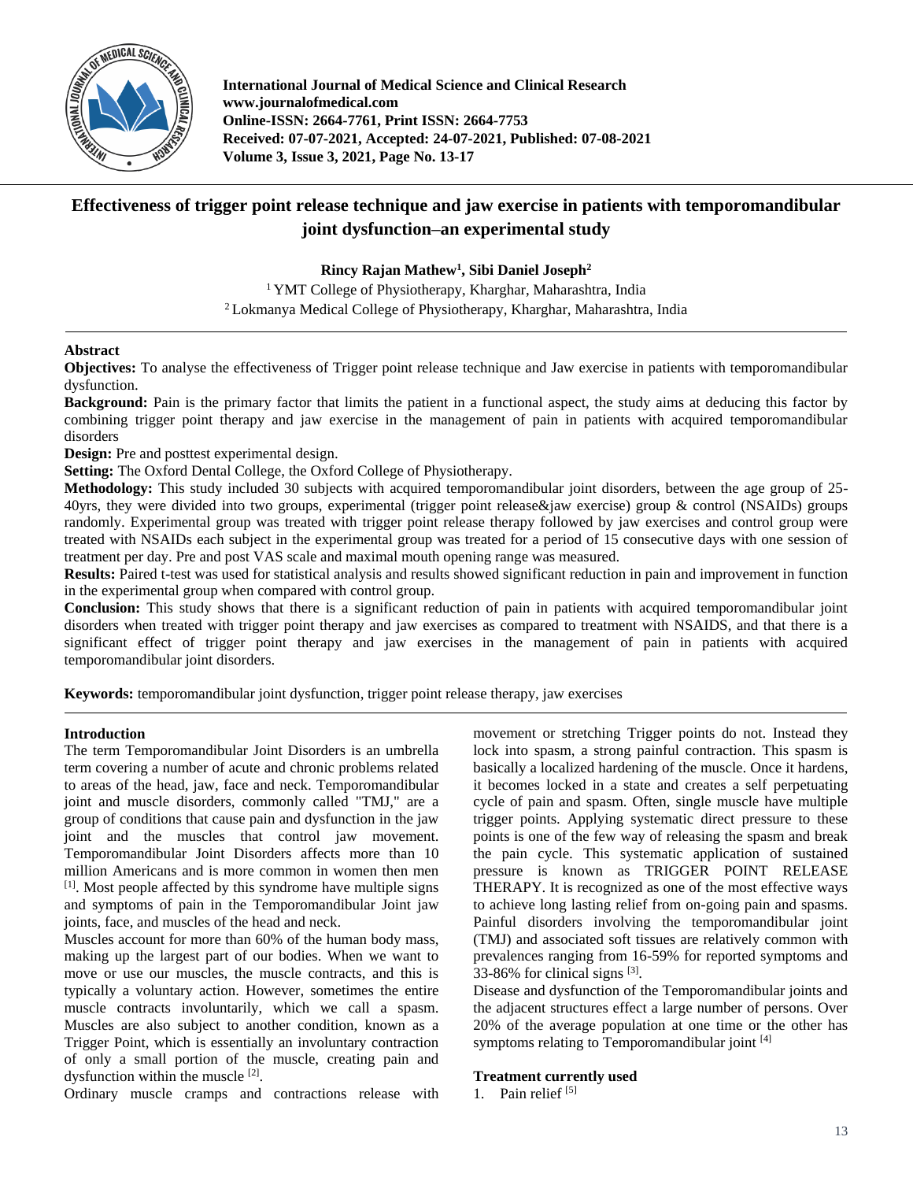# Effectiveness of trigger point release technique and jaw exercise in patients with temporomandibular joint dysfunction–an experimental study

**Rincy Rajan Mathew[1], Sibi Daniel Joseph[2]**

[1] YMT College of Physiotherapy, Kharghar, Maharashtra, India
[2] Lokmanya Medical College of Physiotherapy, Kharghar, Maharashtra, India

## Abstract

**Objectives:** To analyse the effectiveness of Trigger point release technique and Jaw exercise in patients with temporomandibular dysfunction.

**Background:** Pain is the primary factor that limits the patient in a functional aspect, the study aims at deducing this factor by combining trigger point therapy and jaw exercise in the management of pain in patients with acquired temporomandibular disorders

**Design:** Pre and posttest experimental design.

**Setting:** The Oxford Dental College, the Oxford College of Physiotherapy.

**Methodology:** This study included 30 subjects with acquired temporomandibular joint disorders, between the age group of 25-40yrs, they were divided into two groups, experimental (trigger point release&jaw exercise) group & control (NSAIDs) groups randomly. Experimental group was treated with trigger point release therapy followed by jaw exercises and control group were treated with NSAIDs each subject in the experimental group was treated for a period of 15 consecutive days with one session of treatment per day. Pre and post VAS scale and maximal mouth opening range was measured.

**Results:** Paired t-test was used for statistical analysis and results showed significant reduction in pain and improvement in function in the experimental group when compared with control group.

**Conclusion:** This study shows that there is a significant reduction of pain in patients with acquired temporomandibular joint disorders when treated with trigger point therapy and jaw exercises as compared to treatment with NSAIDS, and that there is a significant effect of trigger point therapy and jaw exercises in the management of pain in patients with acquired temporomandibular joint disorders.

**Keywords:** temporomandibular joint dysfunction, trigger point release therapy, jaw exercises

## Introduction

The term Temporomandibular Joint Disorders is an umbrella term covering a number of acute and chronic problems related to areas of the head, jaw, face and neck. Temporomandibular joint and muscle disorders, commonly called "TMJ," are a group of conditions that cause pain and dysfunction in the jaw joint and the muscles that control jaw movement. Temporomandibular Joint Disorders affects more than 10 million Americans and is more common in women then men [1]. Most people affected by this syndrome have multiple signs and symptoms of pain in the Temporomandibular Joint jaw joints, face, and muscles of the head and neck.

Muscles account for more than 60% of the human body mass, making up the largest part of our bodies. When we want to move or use our muscles, the muscle contracts, and this is typically a voluntary action. However, sometimes the entire muscle contracts involuntarily, which we call a spasm. Muscles are also subject to another condition, known as a Trigger Point, which is essentially an involuntary contraction of only a small portion of the muscle, creating pain and dysfunction within the muscle [2].

Ordinary muscle cramps and contractions release with movement or stretching Trigger points do not. Instead they lock into spasm, a strong painful contraction. This spasm is basically a localized hardening of the muscle. Once it hardens, it becomes locked in a state and creates a self perpetuating cycle of pain and spasm. Often, single muscle have multiple trigger points. Applying systematic direct pressure to these points is one of the few way of releasing the spasm and break the pain cycle. This systematic application of sustained pressure is known as TRIGGER POINT RELEASE THERAPY. It is recognized as one of the most effective ways to achieve long lasting relief from on-going pain and spasms. Painful disorders involving the temporomandibular joint (TMJ) and associated soft tissues are relatively common with prevalences ranging from 16-59% for reported symptoms and 33-86% for clinical signs [3].

Disease and dysfunction of the Temporomandibular joints and the adjacent structures effect a large number of persons. Over 20% of the average population at one time or the other has symptoms relating to Temporomandibular joint [4]

### Treatment currently used

1. Pain relief [5]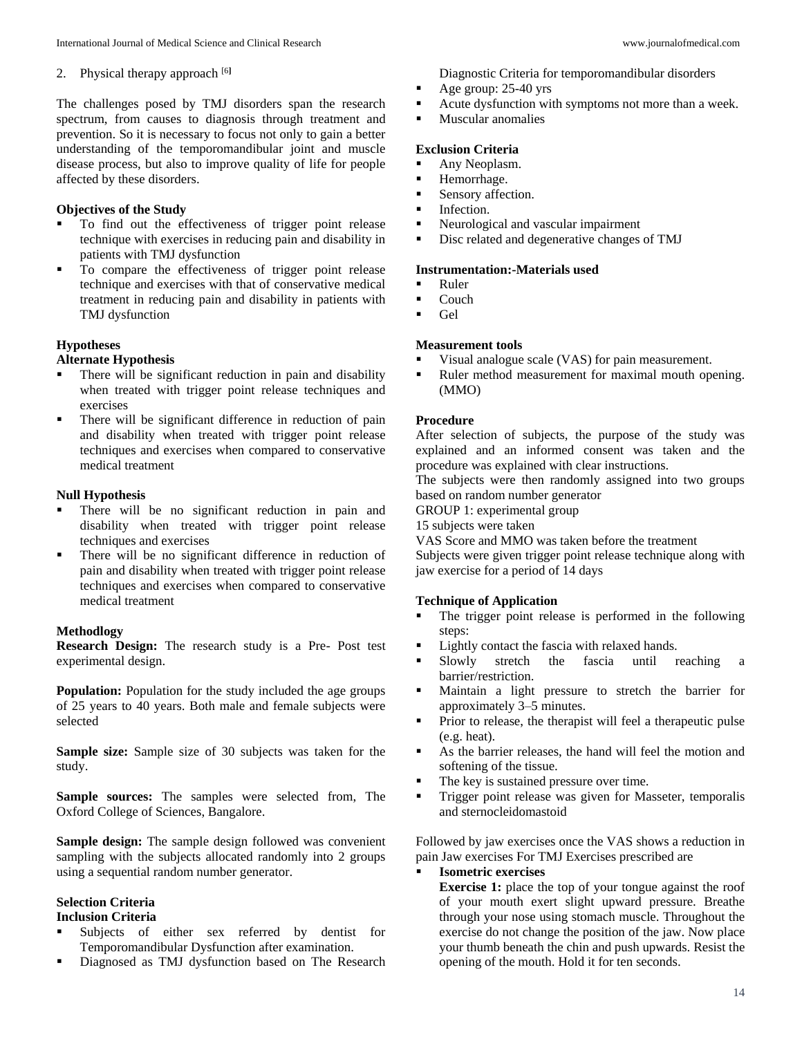2. Physical therapy approach [6]

The challenges posed by TMJ disorders span the research spectrum, from causes to diagnosis through treatment and prevention. So it is necessary to focus not only to gain a better understanding of the temporomandibular joint and muscle disease process, but also to improve quality of life for people affected by these disorders.

**Objectives of the Study**

- To find out the effectiveness of trigger point release technique with exercises in reducing pain and disability in patients with TMJ dysfunction
- To compare the effectiveness of trigger point release technique and exercises with that of conservative medical treatment in reducing pain and disability in patients with TMJ dysfunction

**Hypotheses**

**Alternate Hypothesis**

- There will be significant reduction in pain and disability when treated with trigger point release techniques and exercises
- There will be significant difference in reduction of pain and disability when treated with trigger point release techniques and exercises when compared to conservative medical treatment

**Null Hypothesis**

- There will be no significant reduction in pain and disability when treated with trigger point release techniques and exercises
- There will be no significant difference in reduction of pain and disability when treated with trigger point release techniques and exercises when compared to conservative medical treatment

**Methodlogy**

**Research Design:** The research study is a Pre- Post test experimental design.

**Population:** Population for the study included the age groups of 25 years to 40 years. Both male and female subjects were selected

**Sample size:** Sample size of 30 subjects was taken for the study.

**Sample sources:** The samples were selected from, The Oxford College of Sciences, Bangalore.

**Sample design:** The sample design followed was convenient sampling with the subjects allocated randomly into 2 groups using a sequential random number generator.

**Selection Criteria**

**Inclusion Criteria**

- Subjects of either sex referred by dentist for Temporomandibular Dysfunction after examination.
- Diagnosed as TMJ dysfunction based on The Research Diagnostic Criteria for temporomandibular disorders
- Age group: 25-40 yrs
- Acute dysfunction with symptoms not more than a week.
- Muscular anomalies

**Exclusion Criteria**

- Any Neoplasm.
- Hemorrhage.
- Sensory affection.
- Infection.
- Neurological and vascular impairment
- Disc related and degenerative changes of TMJ

**Instrumentation:-Materials used**

- Ruler
- Couch
- Gel

**Measurement tools**

- Visual analogue scale (VAS) for pain measurement.
- Ruler method measurement for maximal mouth opening. (MMO)

**Procedure**

After selection of subjects, the purpose of the study was explained and an informed consent was taken and the procedure was explained with clear instructions.
The subjects were then randomly assigned into two groups based on random number generator
GROUP 1: experimental group
15 subjects were taken
VAS Score and MMO was taken before the treatment
Subjects were given trigger point release technique along with jaw exercise for a period of 14 days

**Technique of Application**

- The trigger point release is performed in the following steps:
- Lightly contact the fascia with relaxed hands.
- Slowly stretch the fascia until reaching a barrier/restriction.
- Maintain a light pressure to stretch the barrier for approximately 3–5 minutes.
- Prior to release, the therapist will feel a therapeutic pulse (e.g. heat).
- As the barrier releases, the hand will feel the motion and softening of the tissue.
- The key is sustained pressure over time.
- Trigger point release was given for Masseter, temporalis and sternocleidomastoid

Followed by jaw exercises once the VAS shows a reduction in pain Jaw exercises For TMJ Exercises prescribed are

- **Isometric exercises**

  **Exercise 1:** place the top of your tongue against the roof of your mouth exert slight upward pressure. Breathe through your nose using stomach muscle. Throughout the exercise do not change the position of the jaw. Now place your thumb beneath the chin and push upwards. Resist the opening of the mouth. Hold it for ten seconds.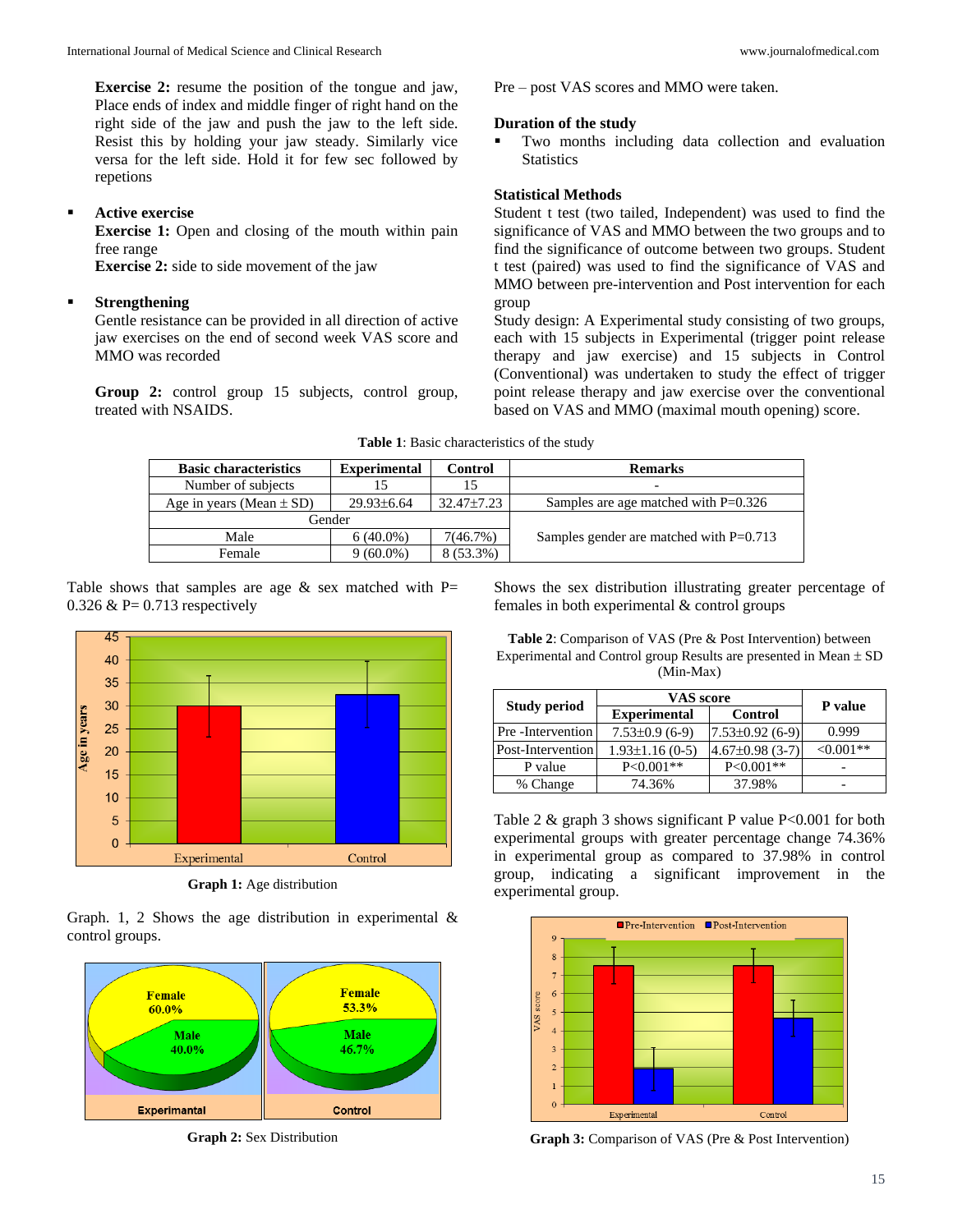**Exercise 2:** resume the position of the tongue and jaw, Place ends of index and middle finger of right hand on the right side of the jaw and push the jaw to the left side. Resist this by holding your jaw steady. Similarly vice versa for the left side. Hold it for few sec followed by repetions

- **Active exercise**
  **Exercise 1:** Open and closing of the mouth within pain free range
  **Exercise 2:** side to side movement of the jaw

- **Strengthening**
  Gentle resistance can be provided in all direction of active jaw exercises on the end of second week VAS score and MMO was recorded

**Group 2:** control group 15 subjects, control group, treated with NSAIDS.

Pre – post VAS scores and MMO were taken.

### Duration of the study

- Two months including data collection and evaluation Statistics

### Statistical Methods

Student t test (two tailed, Independent) was used to find the significance of VAS and MMO between the two groups and to find the significance of outcome between two groups. Student t test (paired) was used to find the significance of VAS and MMO between pre-intervention and Post intervention for each group

Study design: A Experimental study consisting of two groups, each with 15 subjects in Experimental (trigger point release therapy and jaw exercise) and 15 subjects in Control (Conventional) was undertaken to study the effect of trigger point release therapy and jaw exercise over the conventional based on VAS and MMO (maximal mouth opening) score.

**Table 1**: Basic characteristics of the study

| Basic characteristics | Experimental | Control | Remarks |
|---|---|---|---|
| Number of subjects | 15 | 15 | - |
| Age in years (Mean ± SD) | 29.93±6.64 | 32.47±7.23 | Samples are age matched with P=0.326 |
| Gender | | | Samples gender are matched with P=0.713 |
| Male | 6 (40.0%) | 7(46.7%) | |
| Female | 9 (60.0%) | 8 (53.3%) | |

Table shows that samples are age & sex matched with P= 0.326 & P= 0.713 respectively

**Graph 1:** Age distribution

Graph. 1, 2 Shows the age distribution in experimental & control groups.

**Graph 2:** Sex Distribution

Shows the sex distribution illustrating greater percentage of females in both experimental & control groups

**Table 2**: Comparison of VAS (Pre & Post Intervention) between Experimental and Control group Results are presented in Mean ± SD (Min-Max)

| Study period | VAS score | | P value |
|---|---|---|---|
| | Experimental | Control | |
| Pre -Intervention | 7.53±0.9 (6-9) | 7.53±0.92 (6-9) | 0.999 |
| Post-Intervention | 1.93±1.16 (0-5) | 4.67±0.98 (3-7) | <0.001** |
| P value | P<0.001** | P<0.001** | - |
| % Change | 74.36% | 37.98% | - |

Table 2 & graph 3 shows significant P value P<0.001 for both experimental groups with greater percentage change 74.36% in experimental group as compared to 37.98% in control group, indicating a significant improvement in the experimental group.

**Graph 3:** Comparison of VAS (Pre & Post Intervention)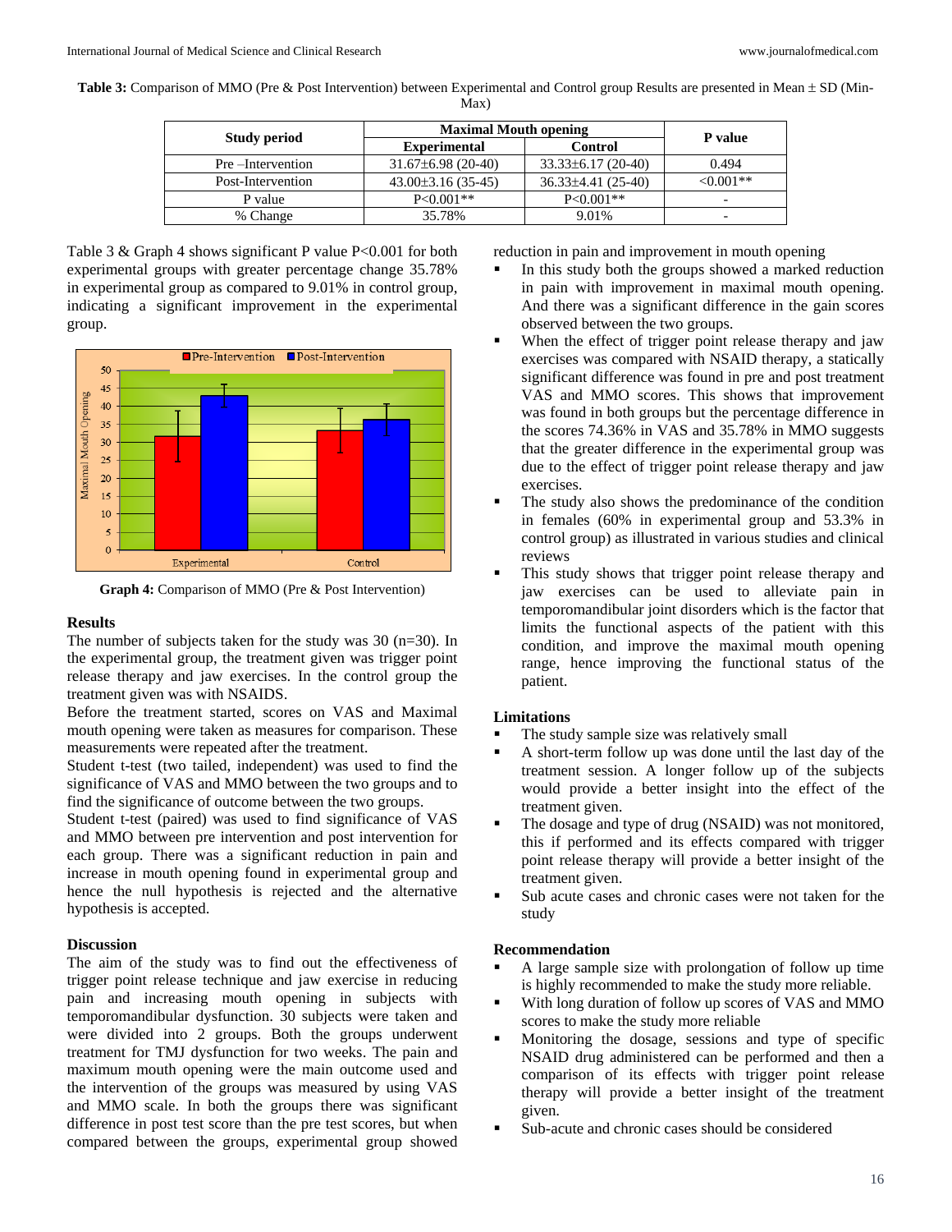**Table 3:** Comparison of MMO (Pre & Post Intervention) between Experimental and Control group Results are presented in Mean ± SD (Min-Max)

| Study period | Maximal Mouth opening | | P value |
|---|---|---|---|
| | Experimental | Control | |
| Pre –Intervention | 31.67±6.98 (20-40) | 33.33±6.17 (20-40) | 0.494 |
| Post-Intervention | 43.00±3.16 (35-45) | 36.33±4.41 (25-40) | <0.001** |
| P value | P<0.001** | P<0.001** | - |
| % Change | 35.78% | 9.01% | - |

Table 3 & Graph 4 shows significant P value P<0.001 for both experimental groups with greater percentage change 35.78% in experimental group as compared to 9.01% in control group, indicating a significant improvement in the experimental group.

**Graph 4:** Comparison of MMO (Pre & Post Intervention)

## Results

The number of subjects taken for the study was 30 (n=30). In the experimental group, the treatment given was trigger point release therapy and jaw exercises. In the control group the treatment given was with NSAIDS.

Before the treatment started, scores on VAS and Maximal mouth opening were taken as measures for comparison. These measurements were repeated after the treatment.

Student t-test (two tailed, independent) was used to find the significance of VAS and MMO between the two groups and to find the significance of outcome between the two groups.

Student t-test (paired) was used to find significance of VAS and MMO between pre intervention and post intervention for each group. There was a significant reduction in pain and increase in mouth opening found in experimental group and hence the null hypothesis is rejected and the alternative hypothesis is accepted.

## Discussion

The aim of the study was to find out the effectiveness of trigger point release technique and jaw exercise in reducing pain and increasing mouth opening in subjects with temporomandibular dysfunction. 30 subjects were taken and were divided into 2 groups. Both the groups underwent treatment for TMJ dysfunction for two weeks. The pain and maximum mouth opening were the main outcome used and the intervention of the groups was measured by using VAS and MMO scale. In both the groups there was significant difference in post test score than the pre test scores, but when compared between the groups, experimental group showed reduction in pain and improvement in mouth opening

- In this study both the groups showed a marked reduction in pain with improvement in maximal mouth opening. And there was a significant difference in the gain scores observed between the two groups.
- When the effect of trigger point release therapy and jaw exercises was compared with NSAID therapy, a statically significant difference was found in pre and post treatment VAS and MMO scores. This shows that improvement was found in both groups but the percentage difference in the scores 74.36% in VAS and 35.78% in MMO suggests that the greater difference in the experimental group was due to the effect of trigger point release therapy and jaw exercises.
- The study also shows the predominance of the condition in females (60% in experimental group and 53.3% in control group) as illustrated in various studies and clinical reviews
- This study shows that trigger point release therapy and jaw exercises can be used to alleviate pain in temporomandibular joint disorders which is the factor that limits the functional aspects of the patient with this condition, and improve the maximal mouth opening range, hence improving the functional status of the patient.

## Limitations

- The study sample size was relatively small
- A short-term follow up was done until the last day of the treatment session. A longer follow up of the subjects would provide a better insight into the effect of the treatment given.
- The dosage and type of drug (NSAID) was not monitored, this if performed and its effects compared with trigger point release therapy will provide a better insight of the treatment given.
- Sub acute cases and chronic cases were not taken for the study

## Recommendation

- A large sample size with prolongation of follow up time is highly recommended to make the study more reliable.
- With long duration of follow up scores of VAS and MMO scores to make the study more reliable
- Monitoring the dosage, sessions and type of specific NSAID drug administered can be performed and then a comparison of its effects with trigger point release therapy will provide a better insight of the treatment given.
- Sub-acute and chronic cases should be considered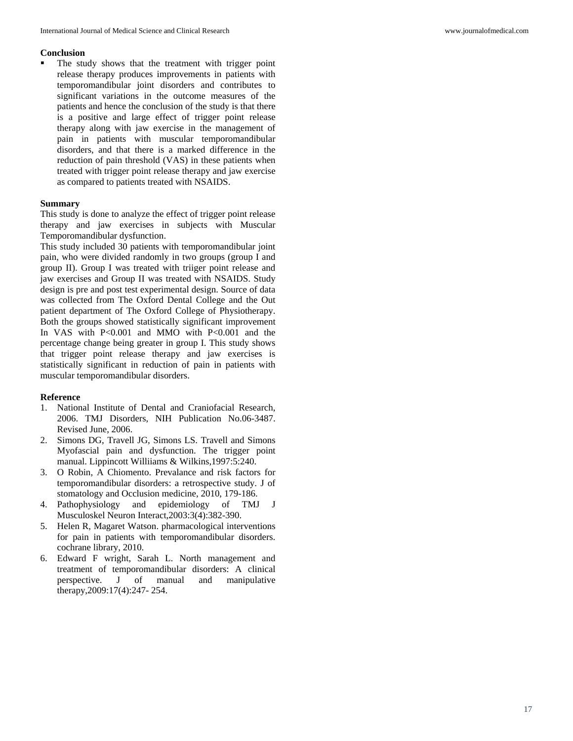## Conclusion

- The study shows that the treatment with trigger point release therapy produces improvements in patients with temporomandibular joint disorders and contributes to significant variations in the outcome measures of the patients and hence the conclusion of the study is that there is a positive and large effect of trigger point release therapy along with jaw exercise in the management of pain in patients with muscular temporomandibular disorders, and that there is a marked difference in the reduction of pain threshold (VAS) in these patients when treated with trigger point release therapy and jaw exercise as compared to patients treated with NSAIDS.

## Summary

This study is done to analyze the effect of trigger point release therapy and jaw exercises in subjects with Muscular Temporomandibular dysfunction.

This study included 30 patients with temporomandibular joint pain, who were divided randomly in two groups (group I and group II). Group I was treated with triiger point release and jaw exercises and Group II was treated with NSAIDS. Study design is pre and post test experimental design. Source of data was collected from The Oxford Dental College and the Out patient department of The Oxford College of Physiotherapy. Both the groups showed statistically significant improvement In VAS with $P<0.001$ and MMO with $P<0.001$ and the percentage change being greater in group I. This study shows that trigger point release therapy and jaw exercises is statistically significant in reduction of pain in patients with muscular temporomandibular disorders.

## Reference

1. National Institute of Dental and Craniofacial Research, 2006. TMJ Disorders, NIH Publication No.06-3487. Revised June, 2006.
2. Simons DG, Travell JG, Simons LS. Travell and Simons Myofascial pain and dysfunction. The trigger point manual. Lippincott Williiams & Wilkins,1997:5:240.
3. O Robin, A Chiomento. Prevalance and risk factors for temporomandibular disorders: a retrospective study. J of stomatology and Occlusion medicine, 2010, 179-186.
4. Pathophysiology and epidemiology of TMJ J Musculoskel Neuron Interact,2003:3(4):382-390.
5. Helen R, Magaret Watson. pharmacological interventions for pain in patients with temporomandibular disorders. cochrane library, 2010.
6. Edward F wright, Sarah L. North management and treatment of temporomandibular disorders: A clinical perspective. J of manual and manipulative therapy,2009:17(4):247- 254.